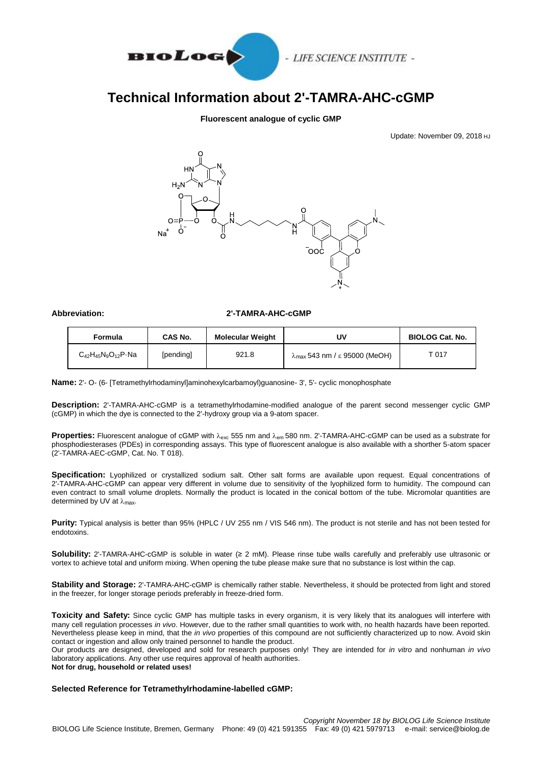# Technical Information about 2'-TAMRA-AHC-cGMP

**Fluorescent analogue of cyclic GMP**

Update: November 09, 2018 HJ

**Abbreviation:** **2'-TAMRA-AHC-cGMP**

| Formula | CAS No. | Molecular Weight | UV | BIOLOG Cat. No. |
|---|---|---|---|---|
| $C_{42}H_{45}N_9O_{12}P \cdot Na$ | [pending] | 921.8 | $\lambda_{max}$ 543 nm / $\varepsilon$ 95000 (MeOH) | T 017 |

**Name:** 2'- O- (6- [Tetramethylrhodaminyl]aminohexylcarbamoyl)guanosine- 3', 5'- cyclic monophosphate

**Description:** 2'-TAMRA-AHC-cGMP is a tetramethylrhodamine-modified analogue of the parent second messenger cyclic GMP (cGMP) in which the dye is connected to the 2'-hydroxy group via a 9-atom spacer.

**Properties:** Fluorescent analogue of cGMP with $\lambda_{exc}$ 555 nm and $\lambda_{em}$ 580 nm. 2'-TAMRA-AHC-cGMP can be used as a substrate for phosphodiesterases (PDEs) in corresponding assays. This type of fluorescent analogue is also available with a shorter 5-atom spacer (2'-TAMRA-AEC-cGMP, Cat. No. T 018).

**Specification:** Lyophilized or crystallized sodium salt. Other salt forms are available upon request. Equal concentrations of 2'-TAMRA-AHC-cGMP can appear very different in volume due to sensitivity of the lyophilized form to humidity. The compound can even contract to small volume droplets. Normally the product is located in the conical bottom of the tube. Micromolar quantities are determined by UV at $\lambda_{max}$.

**Purity:** Typical analysis is better than 95% (HPLC / UV 255 nm / VIS 546 nm). The product is not sterile and has not been tested for endotoxins.

**Solubility:** 2'-TAMRA-AHC-cGMP is soluble in water (≥ 2 mM). Please rinse tube walls carefully and preferably use ultrasonic or vortex to achieve total and uniform mixing. When opening the tube please make sure that no substance is lost within the cap.

**Stability and Storage:** 2'-TAMRA-AHC-cGMP is chemically rather stable. Nevertheless, it should be protected from light and stored in the freezer, for longer storage periods preferably in freeze-dried form.

**Toxicity and Safety:** Since cyclic GMP has multiple tasks in every organism, it is very likely that its analogues will interfere with many cell regulation processes *in vivo*. However, due to the rather small quantities to work with, no health hazards have been reported. Nevertheless please keep in mind, that the *in vivo* properties of this compound are not sufficiently characterized up to now. Avoid skin contact or ingestion and allow only trained personnel to handle the product.
Our products are designed, developed and sold for research purposes only! They are intended for *in vitro* and nonhuman *in vivo* laboratory applications. Any other use requires approval of health authorities.
**Not for drug, household or related uses!**

**Selected Reference for Tetramethylrhodamine-labelled cGMP:**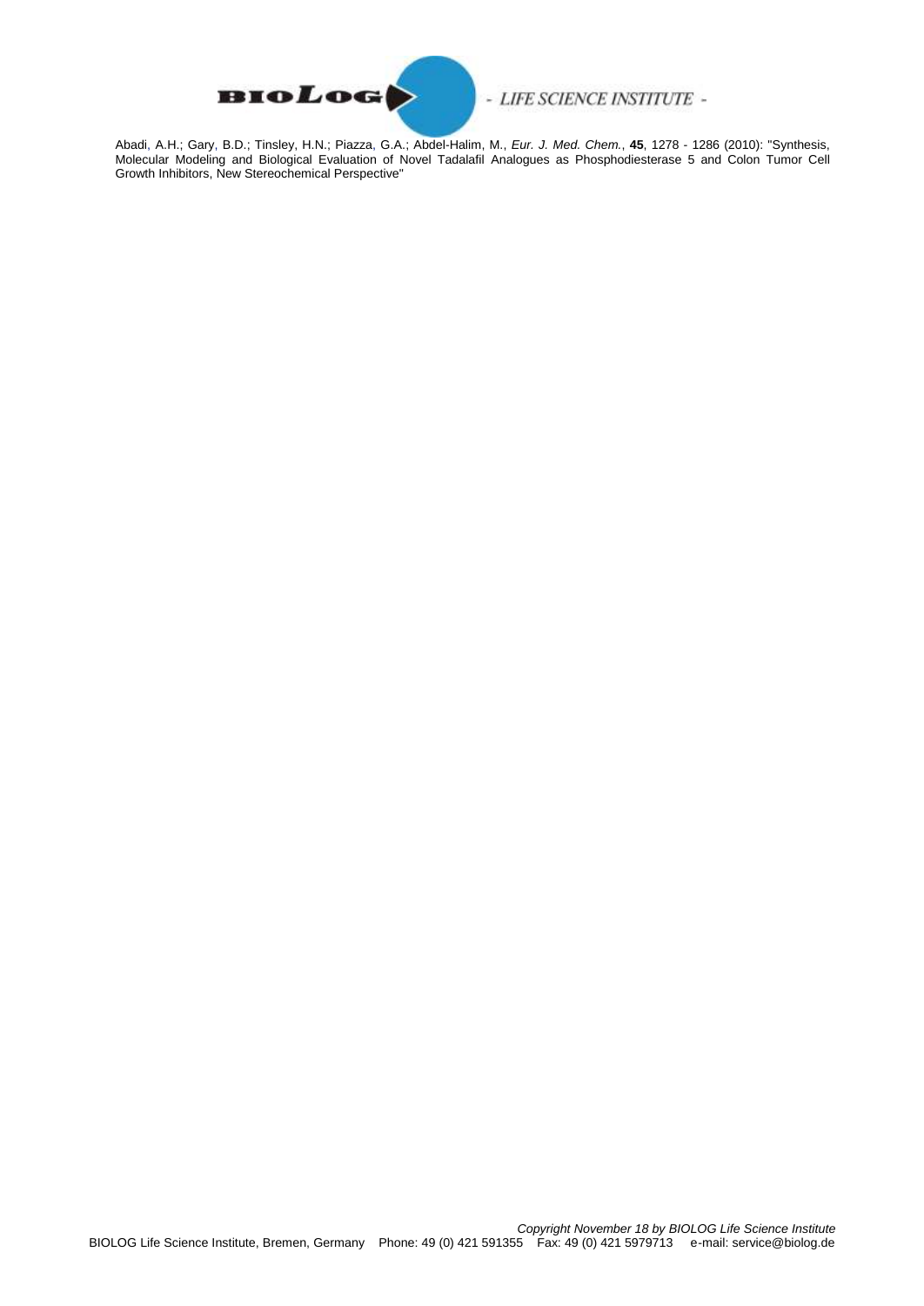Abadi, A.H.; Gary, B.D.; Tinsley, H.N.; Piazza, G.A.; Abdel-Halim, M., *Eur. J. Med. Chem.*, **45**, 1278 - 1286 (2010): "Synthesis, Molecular Modeling and Biological Evaluation of Novel Tadalafil Analogues as Phosphodiesterase 5 and Colon Tumor Cell Growth Inhibitors, New Stereochemical Perspective"